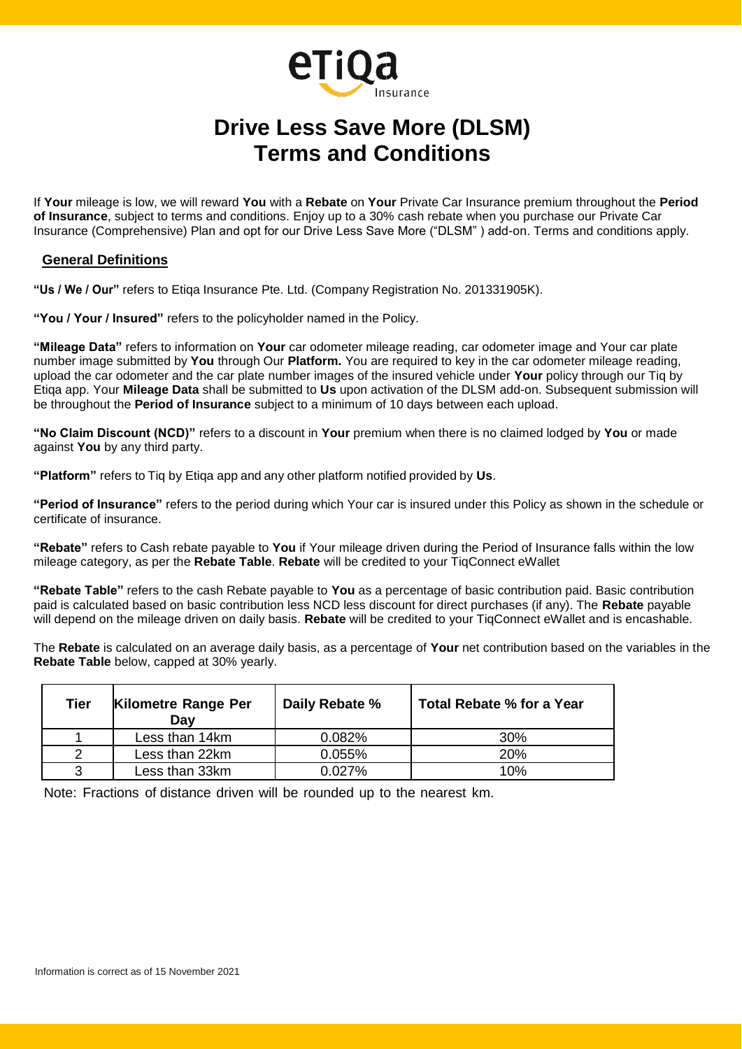# Drive Less Save More (DLSM) Terms and Conditions

If **Your** mileage is low, we will reward **You** with a **Rebate** on **Your** Private Car Insurance premium throughout the **Period of Insurance**, subject to terms and conditions. Enjoy up to a 30% cash rebate when you purchase our Private Car Insurance (Comprehensive) Plan and opt for our Drive Less Save More ("DLSM" ) add-on. Terms and conditions apply.

## General Definitions

**"Us / We / Our"** refers to Etiqa Insurance Pte. Ltd. (Company Registration No. 201331905K).

**"You / Your / Insured"** refers to the policyholder named in the Policy.

**"Mileage Data"** refers to information on **Your** car odometer mileage reading, car odometer image and Your car plate number image submitted by **You** through Our **Platform.** You are required to key in the car odometer mileage reading, upload the car odometer and the car plate number images of the insured vehicle under **Your** policy through our Tiq by Etiqa app. Your **Mileage Data** shall be submitted to **Us** upon activation of the DLSM add-on. Subsequent submission will be throughout the **Period of Insurance** subject to a minimum of 10 days between each upload.

**"No Claim Discount (NCD)"** refers to a discount in **Your** premium when there is no claimed lodged by **You** or made against **You** by any third party.

**"Platform"** refers to Tiq by Etiqa app and any other platform notified provided by **Us**.

**"Period of Insurance"** refers to the period during which Your car is insured under this Policy as shown in the schedule or certificate of insurance.

**"Rebate"** refers to Cash rebate payable to **You** if Your mileage driven during the Period of Insurance falls within the low mileage category, as per the **Rebate Table**. **Rebate** will be credited to your TiqConnect eWallet

**"Rebate Table"** refers to the cash Rebate payable to **You** as a percentage of basic contribution paid. Basic contribution paid is calculated based on basic contribution less NCD less discount for direct purchases (if any). The **Rebate** payable will depend on the mileage driven on daily basis. **Rebate** will be credited to your TiqConnect eWallet and is encashable.

The **Rebate** is calculated on an average daily basis, as a percentage of **Your** net contribution based on the variables in the **Rebate Table** below, capped at 30% yearly.

| Tier | Kilometre Range Per Day | Daily Rebate % | Total Rebate % for a Year |
|---|---|---|---|
| 1 | Less than 14km | 0.082% | 30% |
| 2 | Less than 22km | 0.055% | 20% |
| 3 | Less than 33km | 0.027% | 10% |

Note: Fractions of distance driven will be rounded up to the nearest km.

Information is correct as of 15 November 2021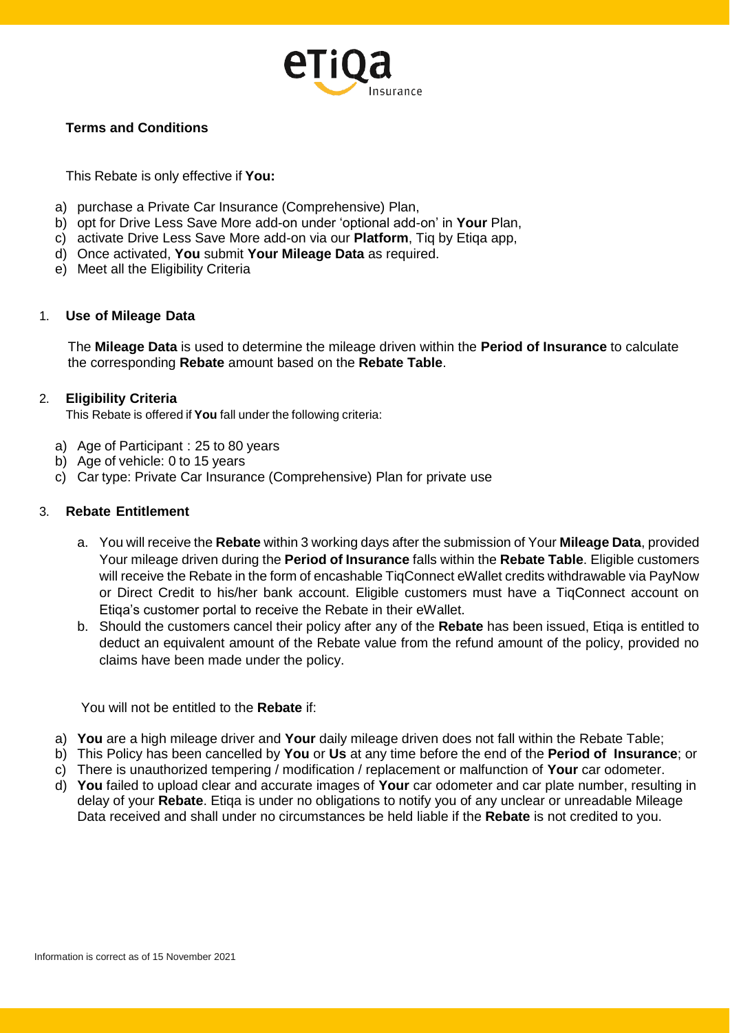**Terms and Conditions**

This Rebate is only effective if **You:**

a) purchase a Private Car Insurance (Comprehensive) Plan,
b) opt for Drive Less Save More add-on under 'optional add-on' in **Your** Plan,
c) activate Drive Less Save More add-on via our **Platform**, Tiq by Etiqa app,
d) Once activated, **You** submit **Your Mileage Data** as required.
e) Meet all the Eligibility Criteria

## 1. Use of Mileage Data

The **Mileage Data** is used to determine the mileage driven within the **Period of Insurance** to calculate the corresponding **Rebate** amount based on the **Rebate Table**.

## 2. Eligibility Criteria

This Rebate is offered if **You** fall under the following criteria:

a) Age of Participant : 25 to 80 years
b) Age of vehicle: 0 to 15 years
c) Car type: Private Car Insurance (Comprehensive) Plan for private use

## 3. Rebate Entitlement

a. You will receive the **Rebate** within 3 working days after the submission of Your **Mileage Data**, provided Your mileage driven during the **Period of Insurance** falls within the **Rebate Table**. Eligible customers will receive the Rebate in the form of encashable TiqConnect eWallet credits withdrawable via PayNow or Direct Credit to his/her bank account. Eligible customers must have a TiqConnect account on Etiqa's customer portal to receive the Rebate in their eWallet.

b. Should the customers cancel their policy after any of the **Rebate** has been issued, Etiqa is entitled to deduct an equivalent amount of the Rebate value from the refund amount of the policy, provided no claims have been made under the policy.

You will not be entitled to the **Rebate** if:

a) **You** are a high mileage driver and **Your** daily mileage driven does not fall within the Rebate Table;
b) This Policy has been cancelled by **You** or **Us** at any time before the end of the **Period of Insurance**; or
c) There is unauthorized tempering / modification / replacement or malfunction of **Your** car odometer.
d) **You** failed to upload clear and accurate images of **Your** car odometer and car plate number, resulting in delay of your **Rebate**. Etiqa is under no obligations to notify you of any unclear or unreadable Mileage Data received and shall under no circumstances be held liable if the **Rebate** is not credited to you.

Information is correct as of 15 November 2021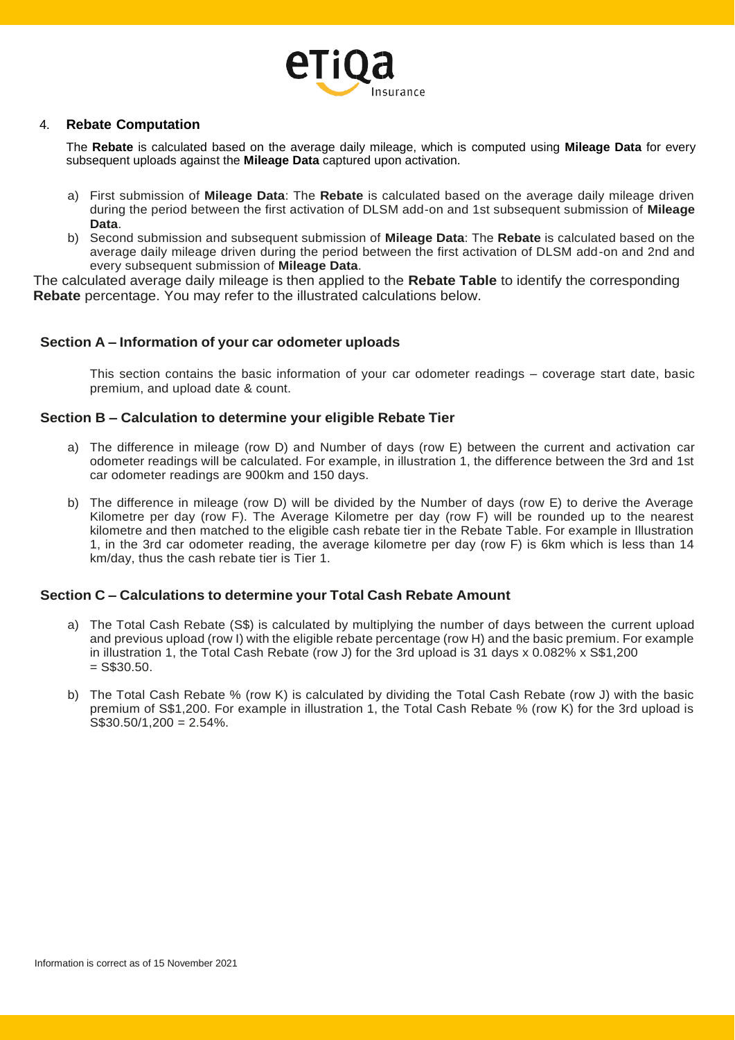## 4. Rebate Computation

The **Rebate** is calculated based on the average daily mileage, which is computed using **Mileage Data** for every subsequent uploads against the **Mileage Data** captured upon activation.

a) First submission of **Mileage Data**: The **Rebate** is calculated based on the average daily mileage driven during the period between the first activation of DLSM add-on and 1st subsequent submission of **Mileage Data**.

b) Second submission and subsequent submission of **Mileage Data**: The **Rebate** is calculated based on the average daily mileage driven during the period between the first activation of DLSM add-on and 2nd and every subsequent submission of **Mileage Data**.

The calculated average daily mileage is then applied to the **Rebate Table** to identify the corresponding **Rebate** percentage. You may refer to the illustrated calculations below.

### Section A – Information of your car odometer uploads

This section contains the basic information of your car odometer readings – coverage start date, basic premium, and upload date & count.

### Section B – Calculation to determine your eligible Rebate Tier

a) The difference in mileage (row D) and Number of days (row E) between the current and activation car odometer readings will be calculated. For example, in illustration 1, the difference between the 3rd and 1st car odometer readings are 900km and 150 days.

b) The difference in mileage (row D) will be divided by the Number of days (row E) to derive the Average Kilometre per day (row F). The Average Kilometre per day (row F) will be rounded up to the nearest kilometre and then matched to the eligible cash rebate tier in the Rebate Table. For example in Illustration 1, in the 3rd car odometer reading, the average kilometre per day (row F) is 6km which is less than 14 km/day, thus the cash rebate tier is Tier 1.

### Section C – Calculations to determine your Total Cash Rebate Amount

a) The Total Cash Rebate (S$) is calculated by multiplying the number of days between the current upload and previous upload (row I) with the eligible rebate percentage (row H) and the basic premium. For example in illustration 1, the Total Cash Rebate (row J) for the 3rd upload is 31 days x 0.082% x S$1,200 = S$30.50.

b) The Total Cash Rebate % (row K) is calculated by dividing the Total Cash Rebate (row J) with the basic premium of S$1,200. For example in illustration 1, the Total Cash Rebate % (row K) for the 3rd upload is S$30.50/1,200 = 2.54%.

Information is correct as of 15 November 2021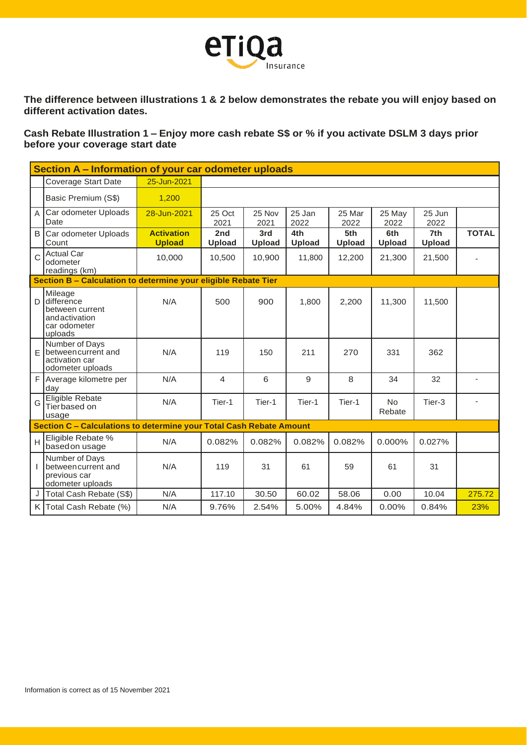**The difference between illustrations 1 & 2 below demonstrates the rebate you will enjoy based on different activation dates.**

**Cash Rebate Illustration 1 – Enjoy more cash rebate S$ or % if you activate DSLM 3 days prior before your coverage start date**

| | **Section A – Information of your car odometer uploads** | | | | | | | | |
|---|---|---|---|---|---|---|---|---|---|
| | Coverage Start Date | 25-Jun-2021 | | | | | | | |
| | Basic Premium (S$) | 1,200 | | | | | | | |
| A | Car odometer Uploads Date | 28-Jun-2021 | 25 Oct 2021 | 25 Nov 2021 | 25 Jan 2022 | 25 Mar 2022 | 25 May 2022 | 25 Jun 2022 | |
| B | Car odometer Uploads Count | **Activation Upload** | **2nd Upload** | **3rd Upload** | **4th Upload** | **5th Upload** | **6th Upload** | **7th Upload** | **TOTAL** |
| C | Actual Car odometer readings (km) | 10,000 | 10,500 | 10,900 | 11,800 | 12,200 | 21,300 | 21,500 | - |
| | **Section B – Calculation to determine your eligible Rebate Tier** | | | | | | | | |
| D | Mileage difference between current and activation car odometer uploads | N/A | 500 | 900 | 1,800 | 2,200 | 11,300 | 11,500 | |
| E | Number of Days between current and activation car odometer uploads | N/A | 119 | 150 | 211 | 270 | 331 | 362 | |
| F | Average kilometre per day | N/A | 4 | 6 | 9 | 8 | 34 | 32 | - |
| G | Eligible Rebate Tier based on usage | N/A | Tier-1 | Tier-1 | Tier-1 | Tier-1 | No Rebate | Tier-3 | - |
| | **Section C – Calculations to determine your Total Cash Rebate Amount** | | | | | | | | |
| H | Eligible Rebate % based on usage | N/A | 0.082% | 0.082% | 0.082% | 0.082% | 0.000% | 0.027% | |
| I | Number of Days between current and previous car odometer uploads | N/A | 119 | 31 | 61 | 59 | 61 | 31 | |
| J | Total Cash Rebate (S$) | N/A | 117.10 | 30.50 | 60.02 | 58.06 | 0.00 | 10.04 | 275.72 |
| K | Total Cash Rebate (%) | N/A | 9.76% | 2.54% | 5.00% | 4.84% | 0.00% | 0.84% | 23% |

Information is correct as of 15 November 2021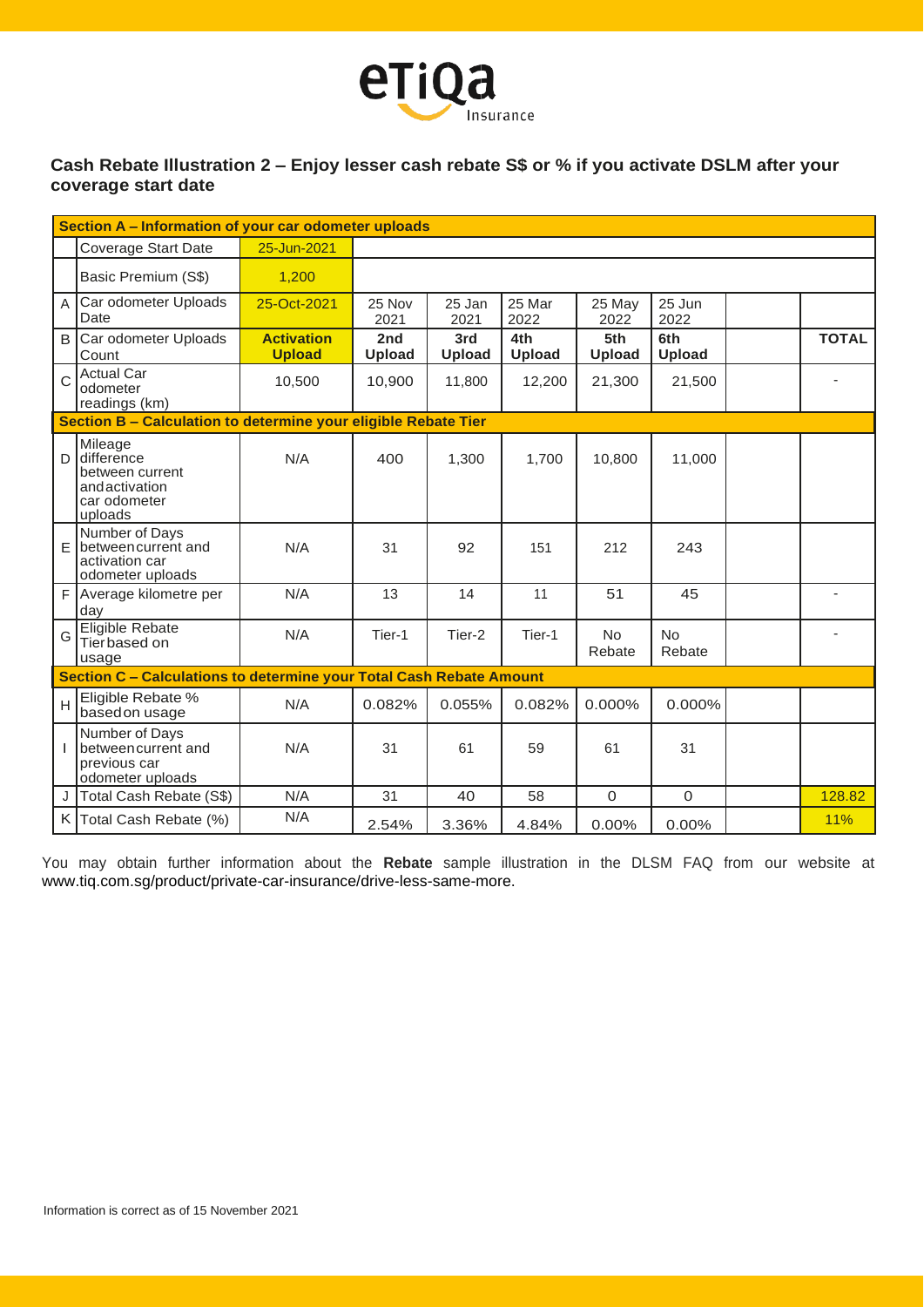## Cash Rebate Illustration 2 – Enjoy lesser cash rebate S$ or % if you activate DSLM after your coverage start date

| | Section A – Information of your car odometer uploads | | | | | | | | |
|---|---|---|---|---|---|---|---|---|---|
| | Coverage Start Date | 25-Jun-2021 | | | | | | | |
| | Basic Premium (S$) | 1,200 | | | | | | | |
| A | Car odometer Uploads Date | 25-Oct-2021 | 25 Nov 2021 | 25 Jan 2021 | 25 Mar 2022 | 25 May 2022 | 25 Jun 2022 | | |
| B | Car odometer Uploads Count | **Activation Upload** | **2nd Upload** | **3rd Upload** | **4th Upload** | **5th Upload** | **6th Upload** | | **TOTAL** |
| C | Actual Car odometer readings (km) | 10,500 | 10,900 | 11,800 | 12,200 | 21,300 | 21,500 | | - |
| | **Section B – Calculation to determine your eligible Rebate Tier** | | | | | | | | |
| D | Mileage difference between current and activation car odometer uploads | N/A | 400 | 1,300 | 1,700 | 10,800 | 11,000 | | |
| E | Number of Days between current and activation car odometer uploads | N/A | 31 | 92 | 151 | 212 | 243 | | |
| F | Average kilometre per day | N/A | 13 | 14 | 11 | 51 | 45 | | - |
| G | Eligible Rebate Tier based on usage | N/A | Tier-1 | Tier-2 | Tier-1 | No Rebate | No Rebate | | - |
| | **Section C – Calculations to determine your Total Cash Rebate Amount** | | | | | | | | |
| H | Eligible Rebate % based on usage | N/A | 0.082% | 0.055% | 0.082% | 0.000% | 0.000% | | |
| I | Number of Days between current and previous car odometer uploads | N/A | 31 | 61 | 59 | 61 | 31 | | |
| J | Total Cash Rebate (S$) | N/A | 31 | 40 | 58 | 0 | 0 | | 128.82 |
| K | Total Cash Rebate (%) | N/A | 2.54% | 3.36% | 4.84% | 0.00% | 0.00% | | 11% |

You may obtain further information about the **Rebate** sample illustration in the DLSM FAQ from our website at www.tiq.com.sg/product/private-car-insurance/drive-less-same-more.

Information is correct as of 15 November 2021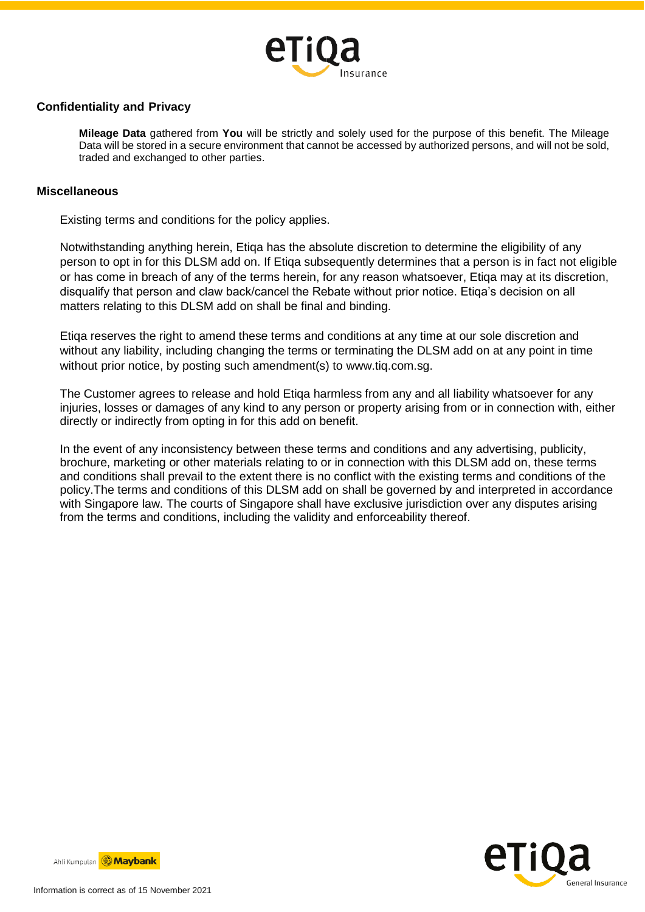## Confidentiality and Privacy

**Mileage Data** gathered from **You** will be strictly and solely used for the purpose of this benefit. The Mileage Data will be stored in a secure environment that cannot be accessed by authorized persons, and will not be sold, traded and exchanged to other parties.

## Miscellaneous

Existing terms and conditions for the policy applies.

Notwithstanding anything herein, Etiqa has the absolute discretion to determine the eligibility of any person to opt in for this DLSM add on. If Etiqa subsequently determines that a person is in fact not eligible or has come in breach of any of the terms herein, for any reason whatsoever, Etiqa may at its discretion, disqualify that person and claw back/cancel the Rebate without prior notice. Etiqa's decision on all matters relating to this DLSM add on shall be final and binding.

Etiqa reserves the right to amend these terms and conditions at any time at our sole discretion and without any liability, including changing the terms or terminating the DLSM add on at any point in time without prior notice, by posting such amendment(s) to www.tiq.com.sg.

The Customer agrees to release and hold Etiqa harmless from any and all liability whatsoever for any injuries, losses or damages of any kind to any person or property arising from or in connection with, either directly or indirectly from opting in for this add on benefit.

In the event of any inconsistency between these terms and conditions and any advertising, publicity, brochure, marketing or other materials relating to or in connection with this DLSM add on, these terms and conditions shall prevail to the extent there is no conflict with the existing terms and conditions of the policy.The terms and conditions of this DLSM add on shall be governed by and interpreted in accordance with Singapore law. The courts of Singapore shall have exclusive jurisdiction over any disputes arising from the terms and conditions, including the validity and enforceability thereof.

Information is correct as of 15 November 2021